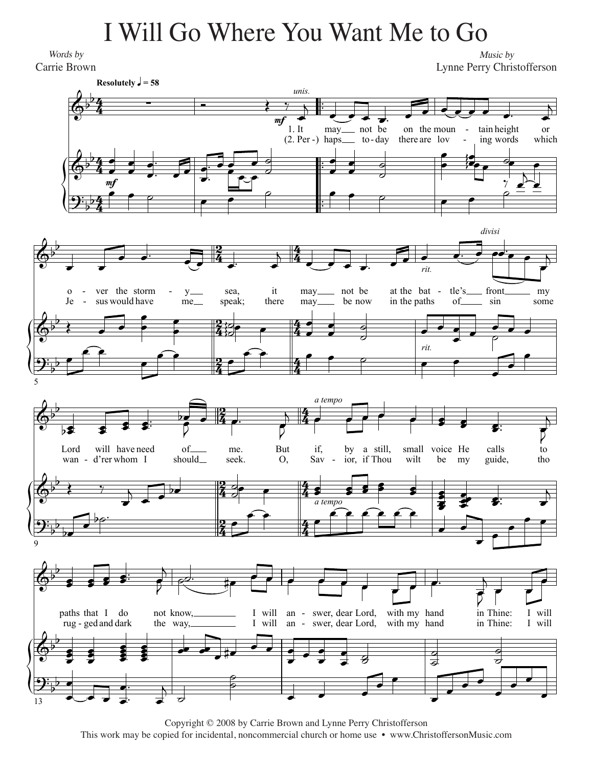# I Will Go Where You Want Me to Go

*Words by*
Carrie Brown

*Music by*
Lynne Perry Christofferson

**Resolutely** ♩ = 58

1. It may not be on the mountain height or over the stormy sea, it may not be at the battle's front my Lord will have need of me. But if, by a still, small voice He calls to paths that I do not know, I will answer, dear Lord, with my hand in Thine: I will

(2. Perhaps today there are loving words which Jesus would have me speak; there may be now in the paths of sin some wand'rer whom I should seek. O, Savior, if Thou wilt be my guide, tho rugged and dark the way, I will answer, dear Lord, with my hand in Thine: I will

Copyright © 2008 by Carrie Brown and Lynne Perry Christofferson
This work may be copied for incidental, noncommercial church or home use • www.ChristoffersonMusic.com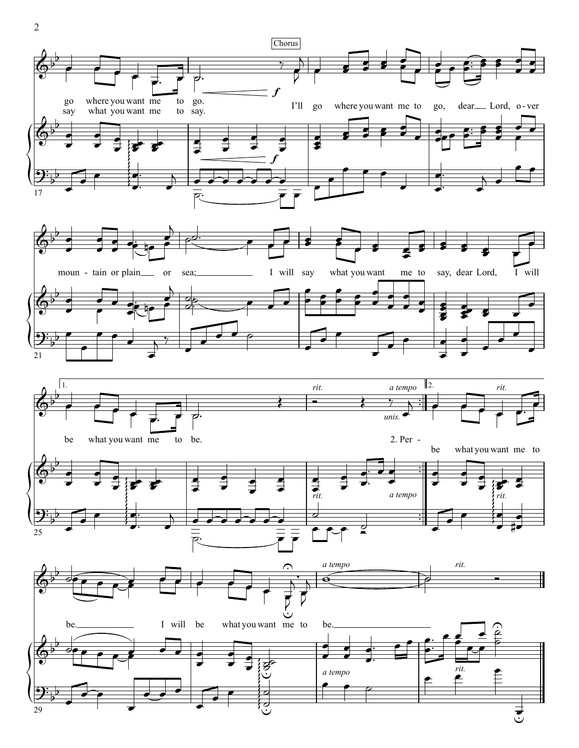Chorus

go where you want me to go.
say what you want me to say.

I'll go where you want me to go, dear Lord, o - ver

moun - tain or plain or sea; I will say what you want me to say, dear Lord, I will

be what you want me to be. 2. Per -

be what you want me to be. I will be what you want me to be.

*rit.* *a tempo* *unis.* *rit.* *a tempo* *rit.*